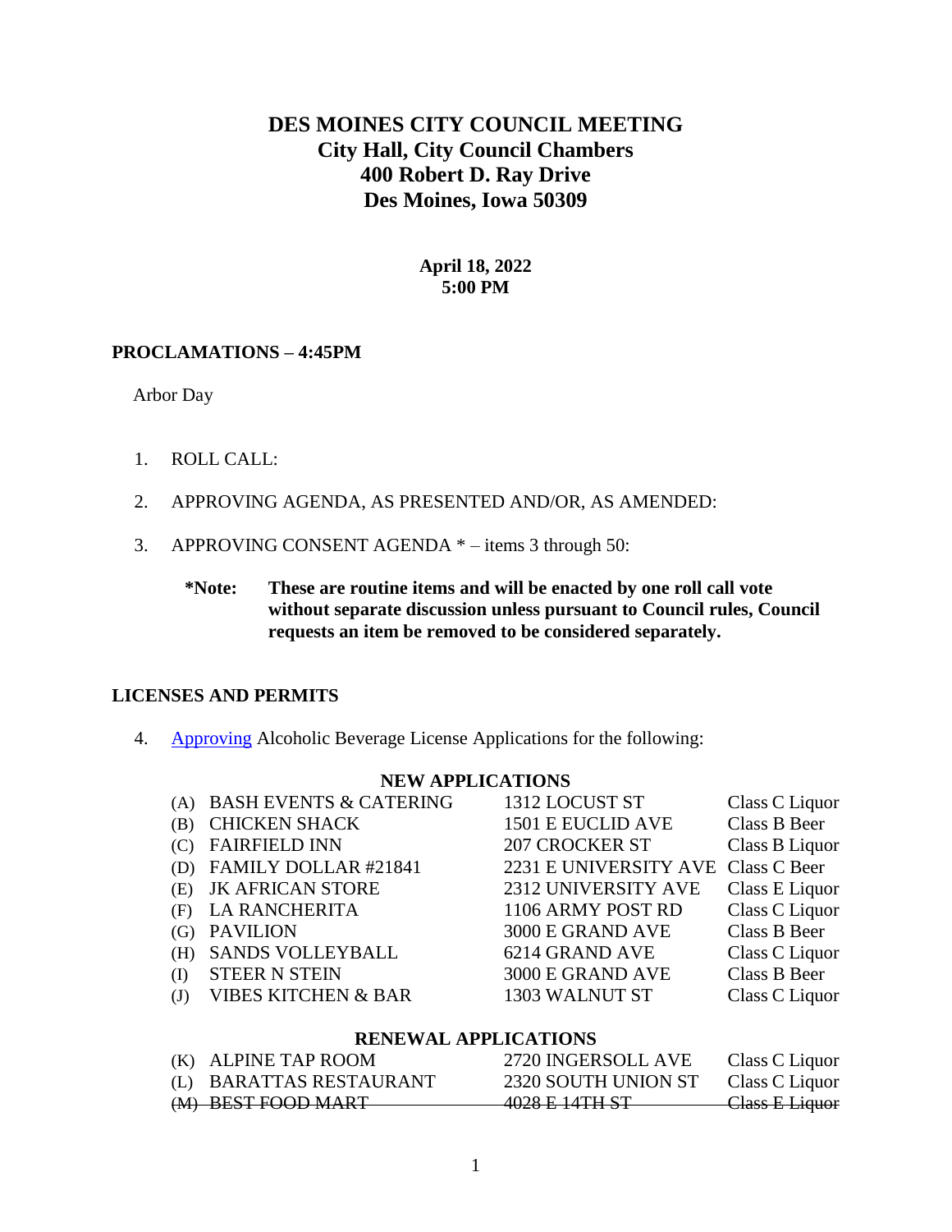# DES MOINES CITY COUNCIL MEETING
## City Hall, City Council Chambers
## 400 Robert D. Ray Drive
## Des Moines, Iowa 50309

**April 18, 2022**
**5:00 PM**

**PROCLAMATIONS – 4:45PM**

Arbor Day

1. ROLL CALL:

2. APPROVING AGENDA, AS PRESENTED AND/OR, AS AMENDED:

3. APPROVING CONSENT AGENDA * – items 3 through 50:

   **\*Note: These are routine items and will be enacted by one roll call vote without separate discussion unless pursuant to Council rules, Council requests an item be removed to be considered separately.**

**LICENSES AND PERMITS**

4. Approving Alcoholic Beverage License Applications for the following:

**NEW APPLICATIONS**

| | | | |
|---|---|---|---|
| (A) | BASH EVENTS & CATERING | 1312 LOCUST ST | Class C Liquor |
| (B) | CHICKEN SHACK | 1501 E EUCLID AVE | Class B Beer |
| (C) | FAIRFIELD INN | 207 CROCKER ST | Class B Liquor |
| (D) | FAMILY DOLLAR #21841 | 2231 E UNIVERSITY AVE | Class C Beer |
| (E) | JK AFRICAN STORE | 2312 UNIVERSITY AVE | Class E Liquor |
| (F) | LA RANCHERITA | 1106 ARMY POST RD | Class C Liquor |
| (G) | PAVILION | 3000 E GRAND AVE | Class B Beer |
| (H) | SANDS VOLLEYBALL | 6214 GRAND AVE | Class C Liquor |
| (I) | STEER N STEIN | 3000 E GRAND AVE | Class B Beer |
| (J) | VIBES KITCHEN & BAR | 1303 WALNUT ST | Class C Liquor |

**RENEWAL APPLICATIONS**

| | | | |
|---|---|---|---|
| (K) | ALPINE TAP ROOM | 2720 INGERSOLL AVE | Class C Liquor |
| (L) | BARATTAS RESTAURANT | 2320 SOUTH UNION ST | Class C Liquor |
| ~~(M)~~ | ~~BEST FOOD MART~~ | ~~4028 E 14TH ST~~ | ~~Class E Liquor~~ |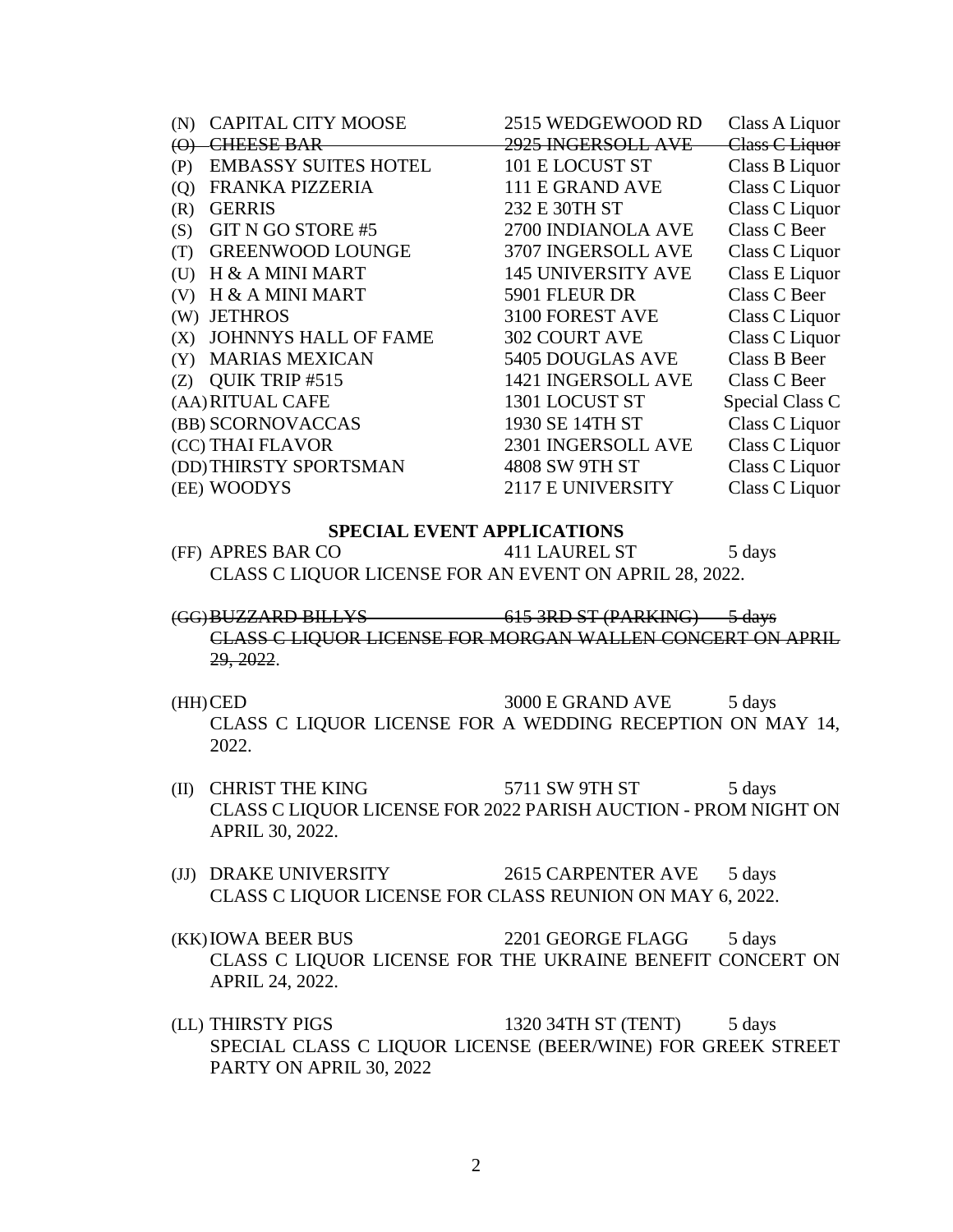(N) CAPITAL CITY MOOSE 2515 WEDGEWOOD RD Class A Liquor
~~(O) CHEESE BAR 2925 INGERSOLL AVE Class C Liquor~~
(P) EMBASSY SUITES HOTEL 101 E LOCUST ST Class B Liquor
(Q) FRANKA PIZZERIA 111 E GRAND AVE Class C Liquor
(R) GERRIS 232 E 30TH ST Class C Liquor
(S) GIT N GO STORE #5 2700 INDIANOLA AVE Class C Beer
(T) GREENWOOD LOUNGE 3707 INGERSOLL AVE Class C Liquor
(U) H & A MINI MART 145 UNIVERSITY AVE Class E Liquor
(V) H & A MINI MART 5901 FLEUR DR Class C Beer
(W) JETHROS 3100 FOREST AVE Class C Liquor
(X) JOHNNYS HALL OF FAME 302 COURT AVE Class C Liquor
(Y) MARIAS MEXICAN 5405 DOUGLAS AVE Class B Beer
(Z) QUIK TRIP #515 1421 INGERSOLL AVE Class C Beer
(AA) RITUAL CAFE 1301 LOCUST ST Special Class C
(BB) SCORNOVACCAS 1930 SE 14TH ST Class C Liquor
(CC) THAI FLAVOR 2301 INGERSOLL AVE Class C Liquor
(DD) THIRSTY SPORTSMAN 4808 SW 9TH ST Class C Liquor
(EE) WOODYS 2117 E UNIVERSITY Class C Liquor

**SPECIAL EVENT APPLICATIONS**

(FF) APRES BAR CO 411 LAUREL ST 5 days
CLASS C LIQUOR LICENSE FOR AN EVENT ON APRIL 28, 2022.

~~(GG) BUZZARD BILLYS 615 3RD ST (PARKING) 5 days~~
~~CLASS C LIQUOR LICENSE FOR MORGAN WALLEN CONCERT ON APRIL 29, 2022~~.

(HH) CED 3000 E GRAND AVE 5 days
CLASS C LIQUOR LICENSE FOR A WEDDING RECEPTION ON MAY 14, 2022.

(II) CHRIST THE KING 5711 SW 9TH ST 5 days
CLASS C LIQUOR LICENSE FOR 2022 PARISH AUCTION - PROM NIGHT ON APRIL 30, 2022.

(JJ) DRAKE UNIVERSITY 2615 CARPENTER AVE 5 days
CLASS C LIQUOR LICENSE FOR CLASS REUNION ON MAY 6, 2022.

(KK) IOWA BEER BUS 2201 GEORGE FLAGG 5 days
CLASS C LIQUOR LICENSE FOR THE UKRAINE BENEFIT CONCERT ON APRIL 24, 2022.

(LL) THIRSTY PIGS 1320 34TH ST (TENT) 5 days
SPECIAL CLASS C LIQUOR LICENSE (BEER/WINE) FOR GREEK STREET PARTY ON APRIL 30, 2022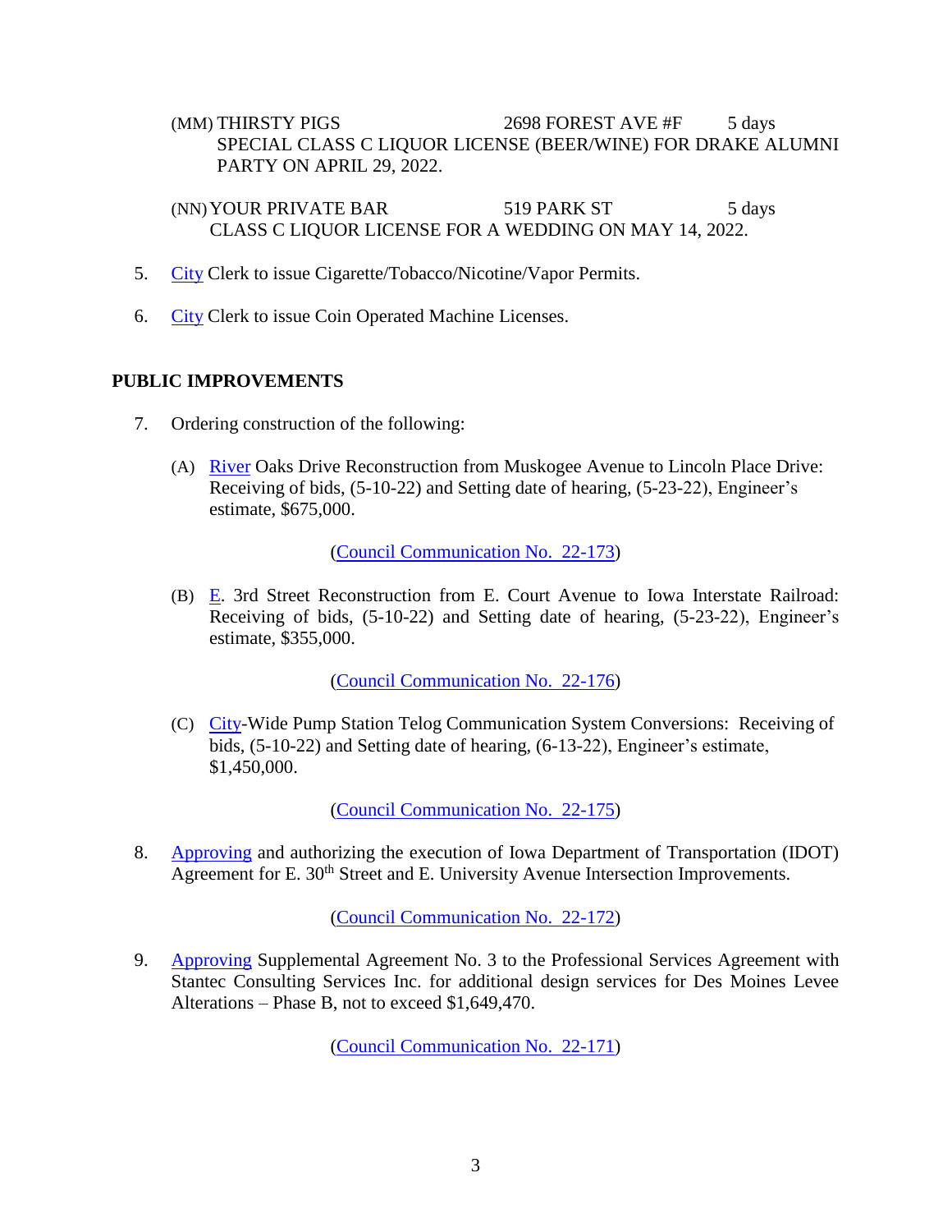(MM) THIRSTY PIGS 2698 FOREST AVE #F 5 days
SPECIAL CLASS C LIQUOR LICENSE (BEER/WINE) FOR DRAKE ALUMNI PARTY ON APRIL 29, 2022.

(NN) YOUR PRIVATE BAR 519 PARK ST 5 days
CLASS C LIQUOR LICENSE FOR A WEDDING ON MAY 14, 2022.

5. City Clerk to issue Cigarette/Tobacco/Nicotine/Vapor Permits.

6. City Clerk to issue Coin Operated Machine Licenses.

**PUBLIC IMPROVEMENTS**

7. Ordering construction of the following:

   (A) River Oaks Drive Reconstruction from Muskogee Avenue to Lincoln Place Drive: Receiving of bids, (5-10-22) and Setting date of hearing, (5-23-22), Engineer's estimate, $675,000.

   (Council Communication No. 22-173)

   (B) E. 3rd Street Reconstruction from E. Court Avenue to Iowa Interstate Railroad: Receiving of bids, (5-10-22) and Setting date of hearing, (5-23-22), Engineer's estimate, $355,000.

   (Council Communication No. 22-176)

   (C) City-Wide Pump Station Telog Communication System Conversions: Receiving of bids, (5-10-22) and Setting date of hearing, (6-13-22), Engineer's estimate, $1,450,000.

   (Council Communication No. 22-175)

8. Approving and authorizing the execution of Iowa Department of Transportation (IDOT) Agreement for E. 30th Street and E. University Avenue Intersection Improvements.

   (Council Communication No. 22-172)

9. Approving Supplemental Agreement No. 3 to the Professional Services Agreement with Stantec Consulting Services Inc. for additional design services for Des Moines Levee Alterations – Phase B, not to exceed $1,649,470.

   (Council Communication No. 22-171)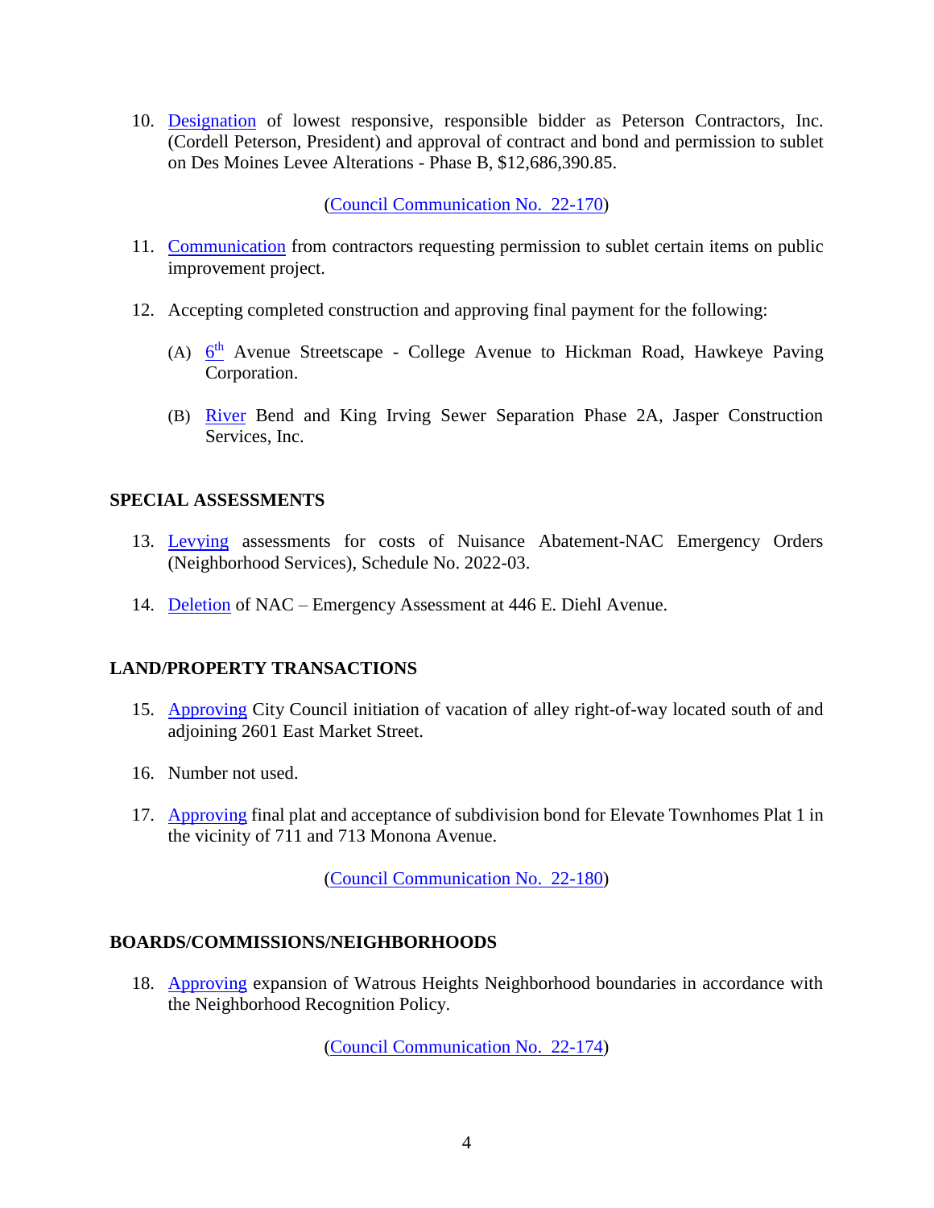10. Designation of lowest responsive, responsible bidder as Peterson Contractors, Inc. (Cordell Peterson, President) and approval of contract and bond and permission to sublet on Des Moines Levee Alterations - Phase B, $12,686,390.85.

    (Council Communication No. 22-170)

11. Communication from contractors requesting permission to sublet certain items on public improvement project.

12. Accepting completed construction and approving final payment for the following:

    (A) 6th Avenue Streetscape - College Avenue to Hickman Road, Hawkeye Paving Corporation.

    (B) River Bend and King Irving Sewer Separation Phase 2A, Jasper Construction Services, Inc.

## SPECIAL ASSESSMENTS

13. Levying assessments for costs of Nuisance Abatement-NAC Emergency Orders (Neighborhood Services), Schedule No. 2022-03.

14. Deletion of NAC – Emergency Assessment at 446 E. Diehl Avenue.

## LAND/PROPERTY TRANSACTIONS

15. Approving City Council initiation of vacation of alley right-of-way located south of and adjoining 2601 East Market Street.

16. Number not used.

17. Approving final plat and acceptance of subdivision bond for Elevate Townhomes Plat 1 in the vicinity of 711 and 713 Monona Avenue.

    (Council Communication No. 22-180)

## BOARDS/COMMISSIONS/NEIGHBORHOODS

18. Approving expansion of Watrous Heights Neighborhood boundaries in accordance with the Neighborhood Recognition Policy.

    (Council Communication No. 22-174)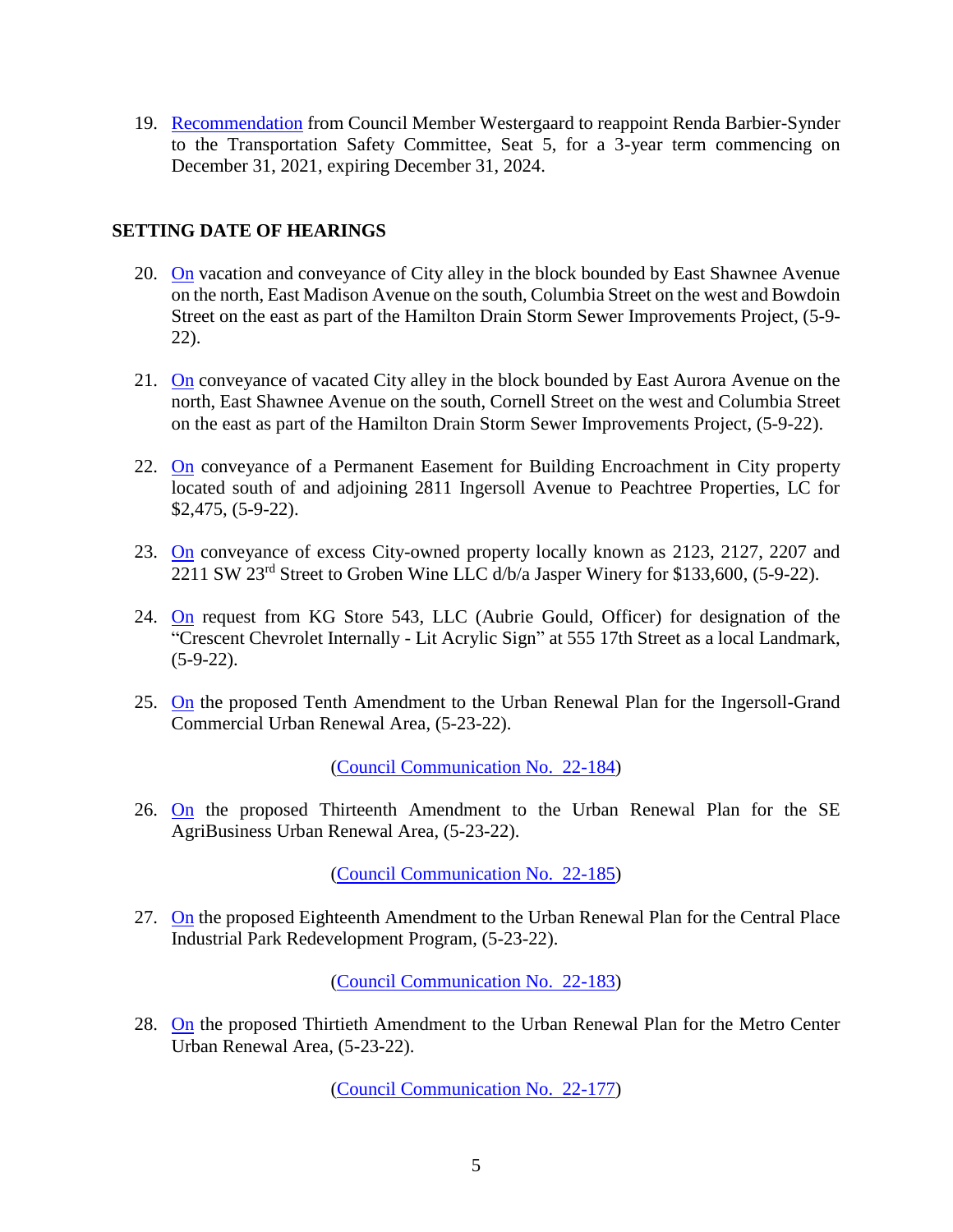19. Recommendation from Council Member Westergaard to reappoint Renda Barbier-Synder to the Transportation Safety Committee, Seat 5, for a 3-year term commencing on December 31, 2021, expiring December 31, 2024.

## SETTING DATE OF HEARINGS

20. On vacation and conveyance of City alley in the block bounded by East Shawnee Avenue on the north, East Madison Avenue on the south, Columbia Street on the west and Bowdoin Street on the east as part of the Hamilton Drain Storm Sewer Improvements Project, (5-9-22).

21. On conveyance of vacated City alley in the block bounded by East Aurora Avenue on the north, East Shawnee Avenue on the south, Cornell Street on the west and Columbia Street on the east as part of the Hamilton Drain Storm Sewer Improvements Project, (5-9-22).

22. On conveyance of a Permanent Easement for Building Encroachment in City property located south of and adjoining 2811 Ingersoll Avenue to Peachtree Properties, LC for $2,475, (5-9-22).

23. On conveyance of excess City-owned property locally known as 2123, 2127, 2207 and 2211 SW 23rd Street to Groben Wine LLC d/b/a Jasper Winery for $133,600, (5-9-22).

24. On request from KG Store 543, LLC (Aubrie Gould, Officer) for designation of the "Crescent Chevrolet Internally - Lit Acrylic Sign" at 555 17th Street as a local Landmark, (5-9-22).

25. On the proposed Tenth Amendment to the Urban Renewal Plan for the Ingersoll-Grand Commercial Urban Renewal Area, (5-23-22).

    (Council Communication No. 22-184)

26. On the proposed Thirteenth Amendment to the Urban Renewal Plan for the SE AgriBusiness Urban Renewal Area, (5-23-22).

    (Council Communication No. 22-185)

27. On the proposed Eighteenth Amendment to the Urban Renewal Plan for the Central Place Industrial Park Redevelopment Program, (5-23-22).

    (Council Communication No. 22-183)

28. On the proposed Thirtieth Amendment to the Urban Renewal Plan for the Metro Center Urban Renewal Area, (5-23-22).

    (Council Communication No. 22-177)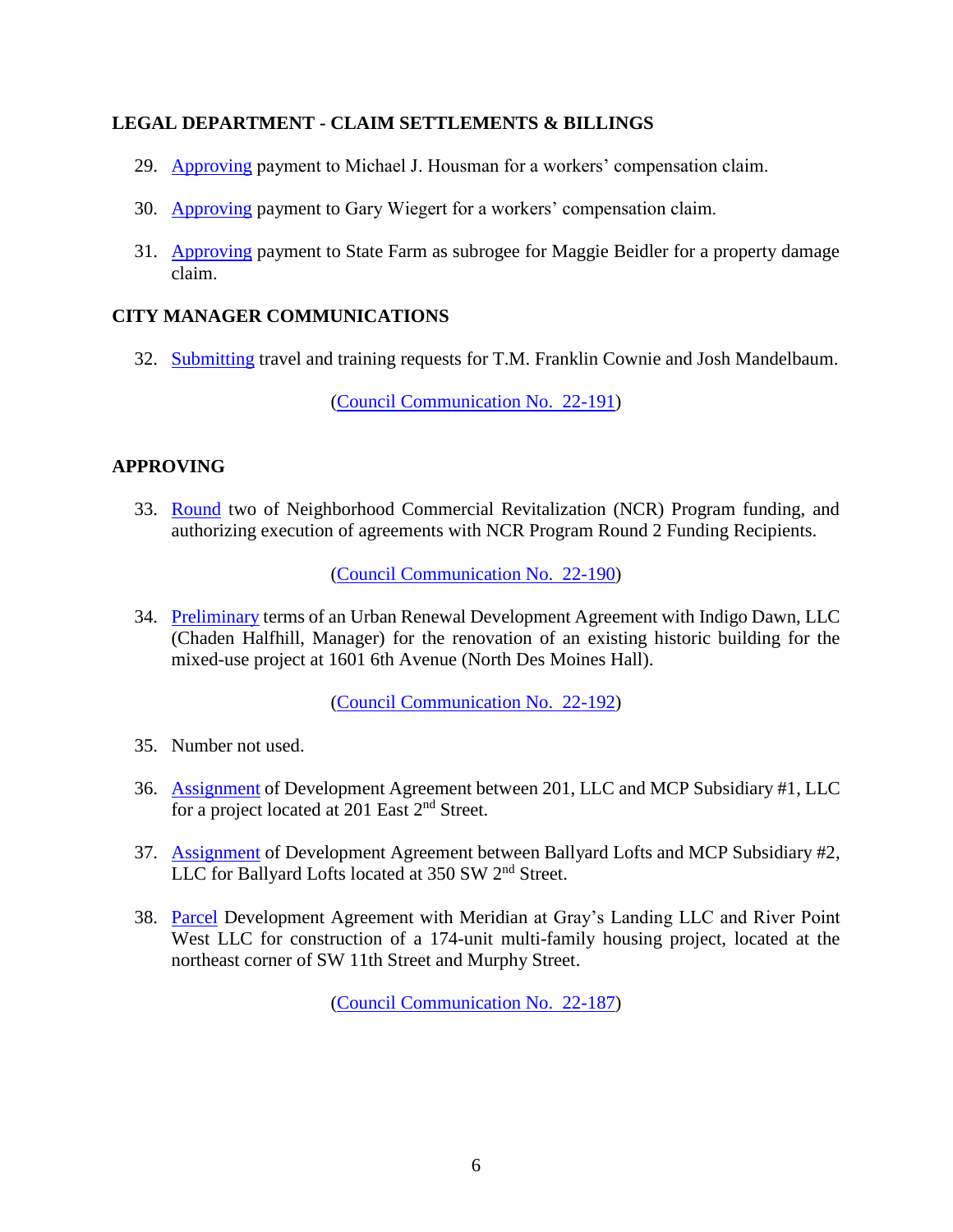## LEGAL DEPARTMENT - CLAIM SETTLEMENTS & BILLINGS

29. Approving payment to Michael J. Housman for a workers' compensation claim.

30. Approving payment to Gary Wiegert for a workers' compensation claim.

31. Approving payment to State Farm as subrogee for Maggie Beidler for a property damage claim.

## CITY MANAGER COMMUNICATIONS

32. Submitting travel and training requests for T.M. Franklin Cownie and Josh Mandelbaum.

    (Council Communication No. 22-191)

## APPROVING

33. Round two of Neighborhood Commercial Revitalization (NCR) Program funding, and authorizing execution of agreements with NCR Program Round 2 Funding Recipients.

    (Council Communication No. 22-190)

34. Preliminary terms of an Urban Renewal Development Agreement with Indigo Dawn, LLC (Chaden Halfhill, Manager) for the renovation of an existing historic building for the mixed-use project at 1601 6th Avenue (North Des Moines Hall).

    (Council Communication No. 22-192)

35. Number not used.

36. Assignment of Development Agreement between 201, LLC and MCP Subsidiary #1, LLC for a project located at 201 East 2nd Street.

37. Assignment of Development Agreement between Ballyard Lofts and MCP Subsidiary #2, LLC for Ballyard Lofts located at 350 SW 2nd Street.

38. Parcel Development Agreement with Meridian at Gray's Landing LLC and River Point West LLC for construction of a 174-unit multi-family housing project, located at the northeast corner of SW 11th Street and Murphy Street.

    (Council Communication No. 22-187)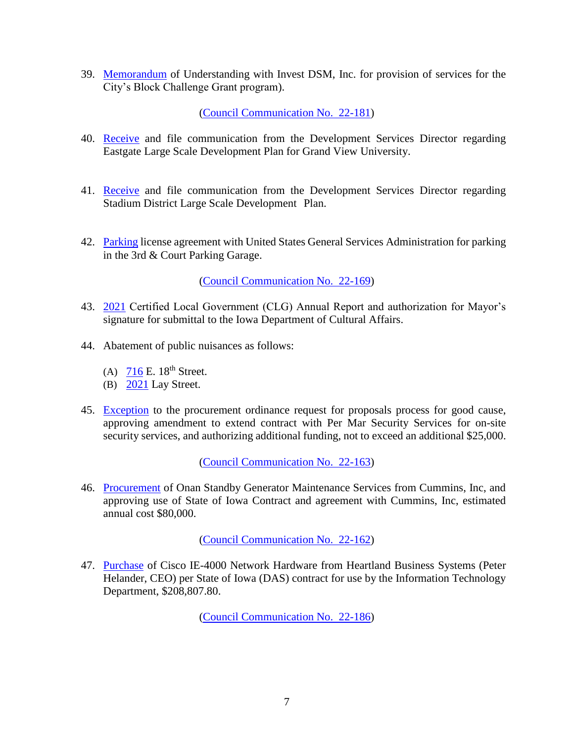39. Memorandum of Understanding with Invest DSM, Inc. for provision of services for the City's Block Challenge Grant program).

    (Council Communication No. 22-181)

40. Receive and file communication from the Development Services Director regarding Eastgate Large Scale Development Plan for Grand View University.

41. Receive and file communication from the Development Services Director regarding Stadium District Large Scale Development Plan.

42. Parking license agreement with United States General Services Administration for parking in the 3rd & Court Parking Garage.

    (Council Communication No. 22-169)

43. 2021 Certified Local Government (CLG) Annual Report and authorization for Mayor's signature for submittal to the Iowa Department of Cultural Affairs.

44. Abatement of public nuisances as follows:

    (A) 716 E. 18th Street.
    (B) 2021 Lay Street.

45. Exception to the procurement ordinance request for proposals process for good cause, approving amendment to extend contract with Per Mar Security Services for on-site security services, and authorizing additional funding, not to exceed an additional $25,000.

    (Council Communication No. 22-163)

46. Procurement of Onan Standby Generator Maintenance Services from Cummins, Inc, and approving use of State of Iowa Contract and agreement with Cummins, Inc, estimated annual cost $80,000.

    (Council Communication No. 22-162)

47. Purchase of Cisco IE-4000 Network Hardware from Heartland Business Systems (Peter Helander, CEO) per State of Iowa (DAS) contract for use by the Information Technology Department, $208,807.80.

    (Council Communication No. 22-186)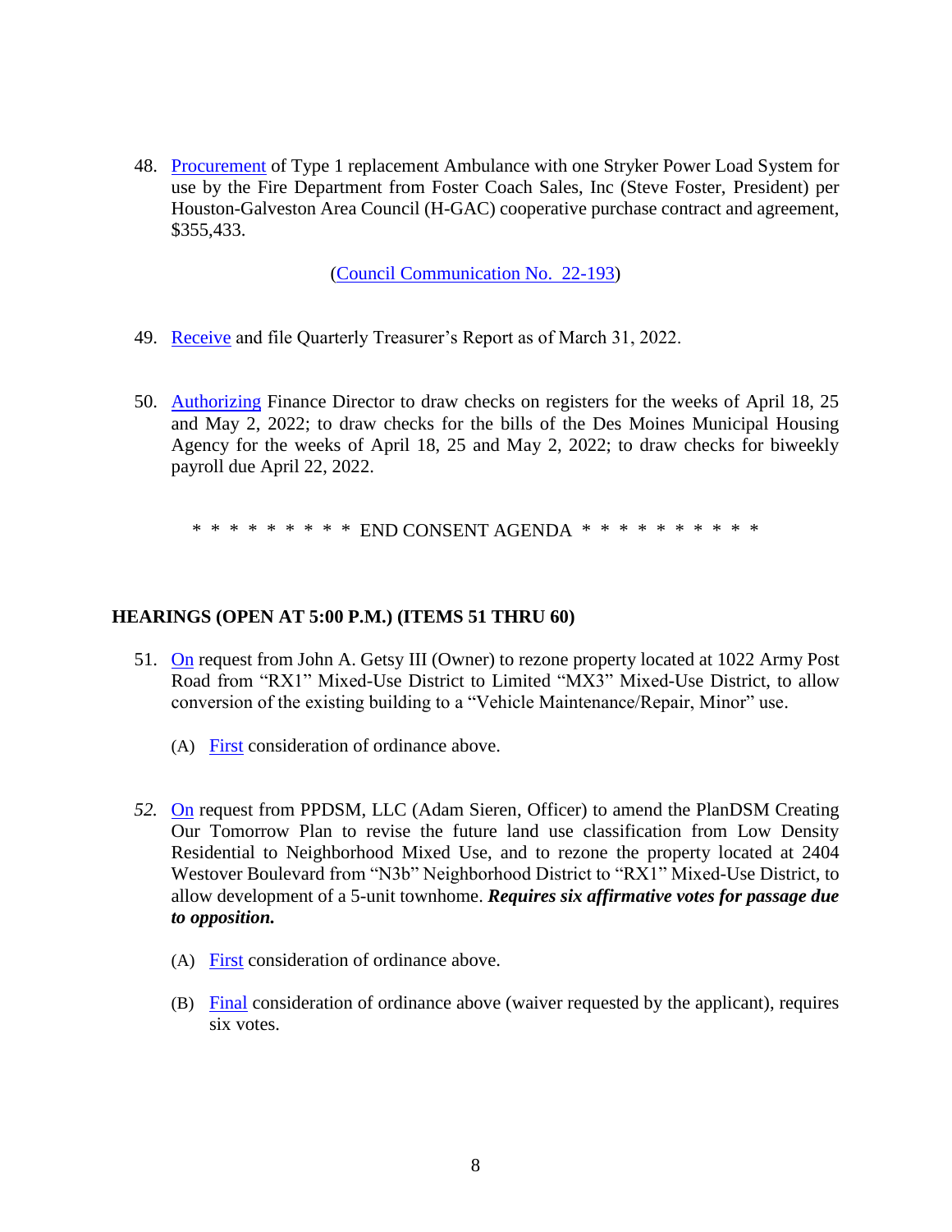48. Procurement of Type 1 replacement Ambulance with one Stryker Power Load System for use by the Fire Department from Foster Coach Sales, Inc (Steve Foster, President) per Houston-Galveston Area Council (H-GAC) cooperative purchase contract and agreement, $355,433.

    (Council Communication No. 22-193)

49. Receive and file Quarterly Treasurer's Report as of March 31, 2022.

50. Authorizing Finance Director to draw checks on registers for the weeks of April 18, 25 and May 2, 2022; to draw checks for the bills of the Des Moines Municipal Housing Agency for the weeks of April 18, 25 and May 2, 2022; to draw checks for biweekly payroll due April 22, 2022.

* * * * * * * * * END CONSENT AGENDA * * * * * * * * * *

**HEARINGS (OPEN AT 5:00 P.M.) (ITEMS 51 THRU 60)**

51. On request from John A. Getsy III (Owner) to rezone property located at 1022 Army Post Road from "RX1" Mixed-Use District to Limited "MX3" Mixed-Use District, to allow conversion of the existing building to a "Vehicle Maintenance/Repair, Minor" use.

    (A) First consideration of ordinance above.

*52.* On request from PPDSM, LLC (Adam Sieren, Officer) to amend the PlanDSM Creating Our Tomorrow Plan to revise the future land use classification from Low Density Residential to Neighborhood Mixed Use, and to rezone the property located at 2404 Westover Boulevard from "N3b" Neighborhood District to "RX1" Mixed-Use District, to allow development of a 5-unit townhome. ***Requires six affirmative votes for passage due to opposition.***

    (A) First consideration of ordinance above.

    (B) Final consideration of ordinance above (waiver requested by the applicant), requires six votes.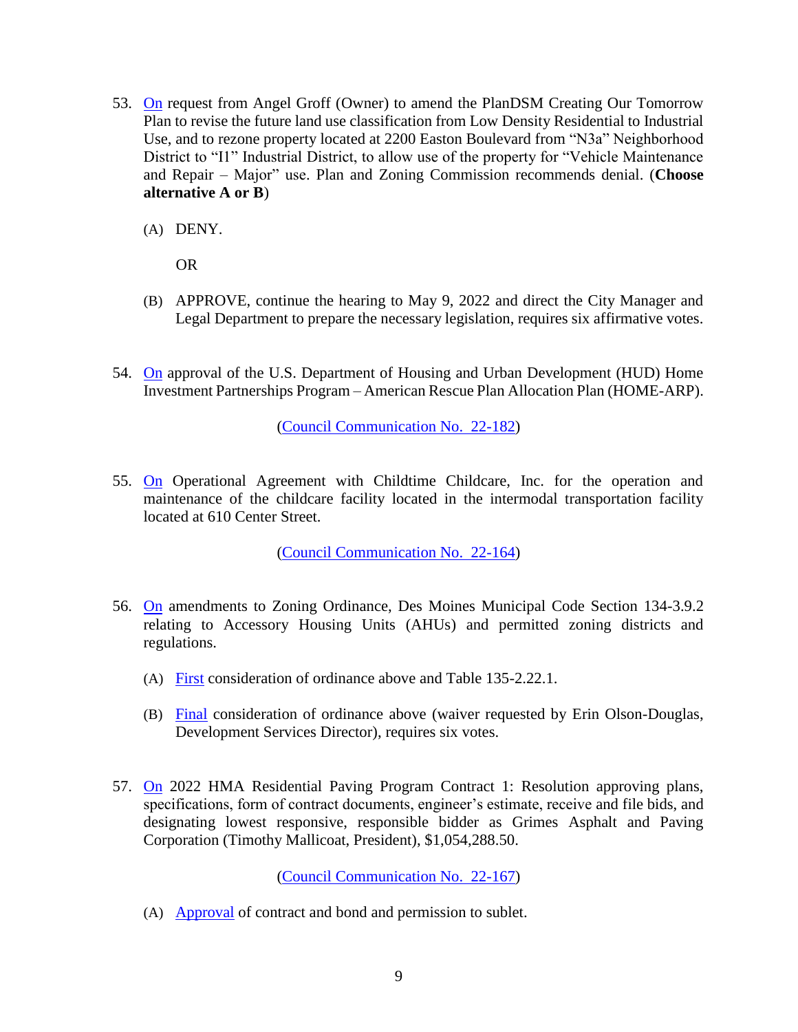53. On request from Angel Groff (Owner) to amend the PlanDSM Creating Our Tomorrow Plan to revise the future land use classification from Low Density Residential to Industrial Use, and to rezone property located at 2200 Easton Boulevard from "N3a" Neighborhood District to "I1" Industrial District, to allow use of the property for "Vehicle Maintenance and Repair – Major" use. Plan and Zoning Commission recommends denial. (**Choose alternative A or B**)

    (A) DENY.

    OR

    (B) APPROVE, continue the hearing to May 9, 2022 and direct the City Manager and Legal Department to prepare the necessary legislation, requires six affirmative votes.

54. On approval of the U.S. Department of Housing and Urban Development (HUD) Home Investment Partnerships Program – American Rescue Plan Allocation Plan (HOME-ARP).

    (Council Communication No. 22-182)

55. On Operational Agreement with Childtime Childcare, Inc. for the operation and maintenance of the childcare facility located in the intermodal transportation facility located at 610 Center Street.

    (Council Communication No. 22-164)

56. On amendments to Zoning Ordinance, Des Moines Municipal Code Section 134-3.9.2 relating to Accessory Housing Units (AHUs) and permitted zoning districts and regulations.

    (A) First consideration of ordinance above and Table 135-2.22.1.

    (B) Final consideration of ordinance above (waiver requested by Erin Olson-Douglas, Development Services Director), requires six votes.

57. On 2022 HMA Residential Paving Program Contract 1: Resolution approving plans, specifications, form of contract documents, engineer's estimate, receive and file bids, and designating lowest responsive, responsible bidder as Grimes Asphalt and Paving Corporation (Timothy Mallicoat, President), $1,054,288.50.

    (Council Communication No. 22-167)

    (A) Approval of contract and bond and permission to sublet.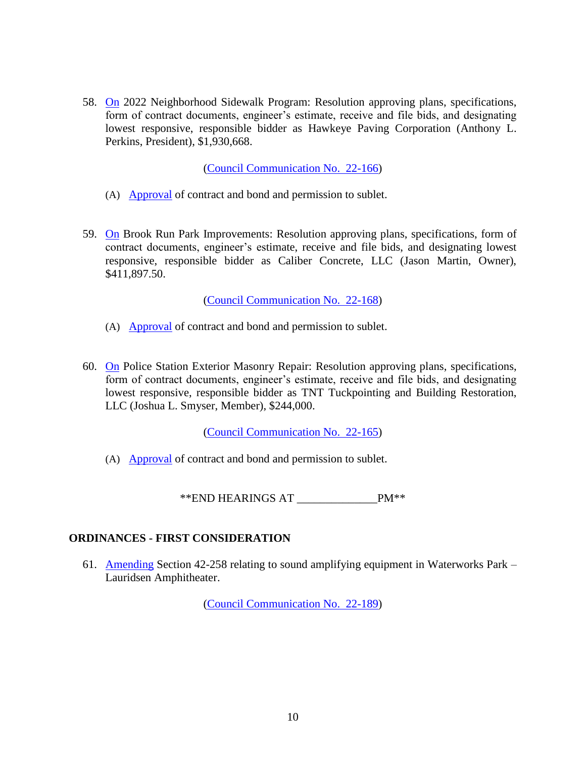58. On 2022 Neighborhood Sidewalk Program: Resolution approving plans, specifications, form of contract documents, engineer's estimate, receive and file bids, and designating lowest responsive, responsible bidder as Hawkeye Paving Corporation (Anthony L. Perkins, President), $1,930,668.

    (Council Communication No. 22-166)

    (A) Approval of contract and bond and permission to sublet.

59. On Brook Run Park Improvements: Resolution approving plans, specifications, form of contract documents, engineer's estimate, receive and file bids, and designating lowest responsive, responsible bidder as Caliber Concrete, LLC (Jason Martin, Owner), $411,897.50.

    (Council Communication No. 22-168)

    (A) Approval of contract and bond and permission to sublet.

60. On Police Station Exterior Masonry Repair: Resolution approving plans, specifications, form of contract documents, engineer's estimate, receive and file bids, and designating lowest responsive, responsible bidder as TNT Tuckpointing and Building Restoration, LLC (Joshua L. Smyser, Member), $244,000.

    (Council Communication No. 22-165)

    (A) Approval of contract and bond and permission to sublet.

**END HEARINGS AT ______________PM**

## ORDINANCES - FIRST CONSIDERATION

61. Amending Section 42-258 relating to sound amplifying equipment in Waterworks Park – Lauridsen Amphitheater.

    (Council Communication No. 22-189)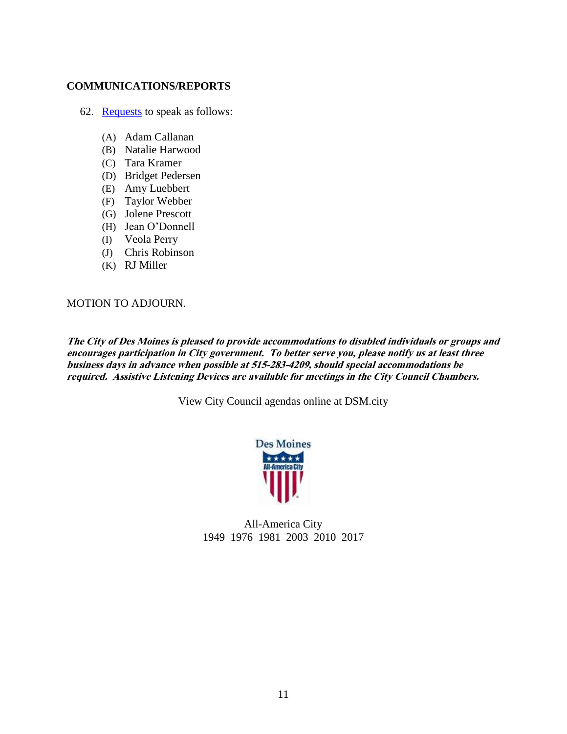## COMMUNICATIONS/REPORTS

62. Requests to speak as follows:

    (A) Adam Callanan
    (B) Natalie Harwood
    (C) Tara Kramer
    (D) Bridget Pedersen
    (E) Amy Luebbert
    (F) Taylor Webber
    (G) Jolene Prescott
    (H) Jean O'Donnell
    (I) Veola Perry
    (J) Chris Robinson
    (K) RJ Miller

MOTION TO ADJOURN.

***The City of Des Moines is pleased to provide accommodations to disabled individuals or groups and encourages participation in City government. To better serve you, please notify us at least three business days in advance when possible at 515-283-4209, should special accommodations be required. Assistive Listening Devices are available for meetings in the City Council Chambers.***

View City Council agendas online at DSM.city

Des Moines
All-America City

All-America City
1949 1976 1981 2003 2010 2017